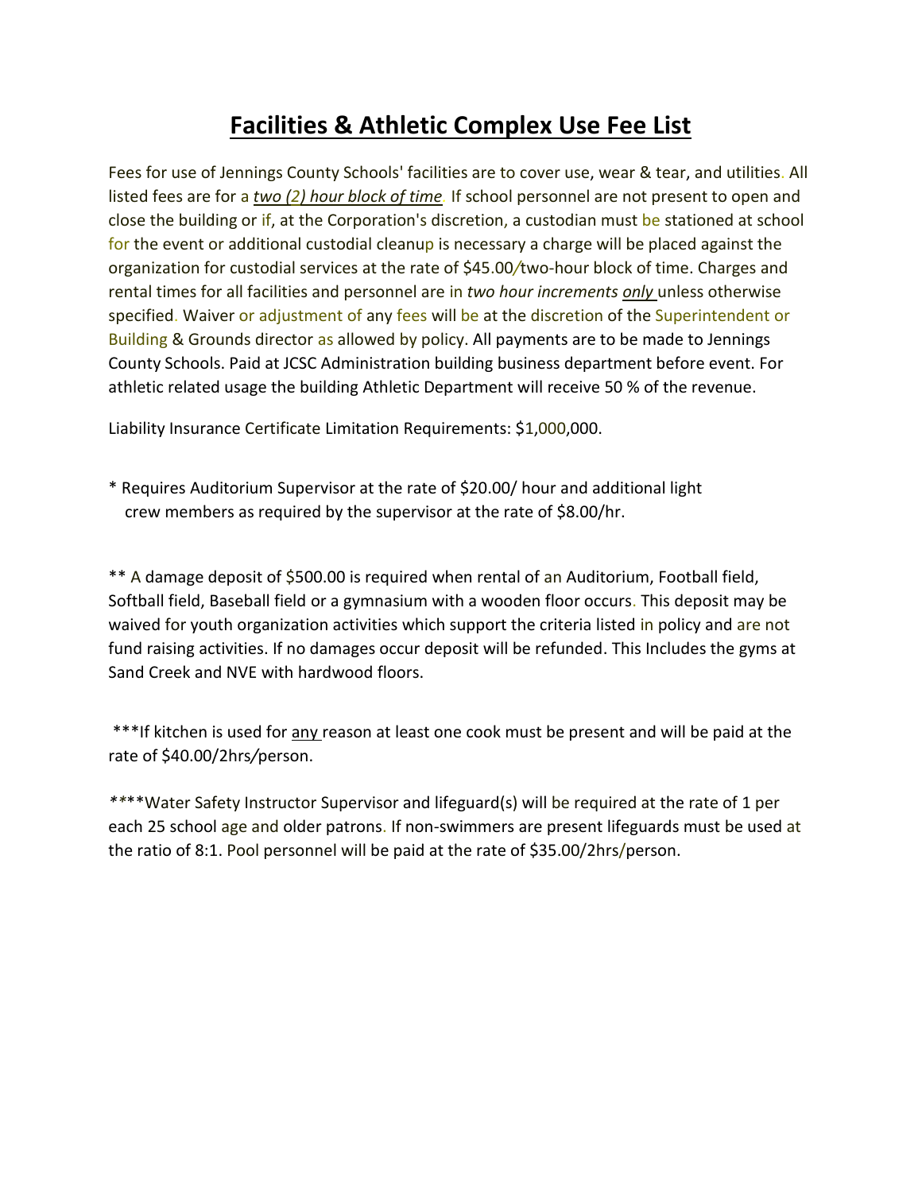# **Facilities & Athletic Complex Use Fee List**

Fees for use of Jennings County Schools' facilities are to cover use, wear & tear, and utilities. All listed fees are for a ***two (2) hour block of time***. If school personnel are not present to open and close the building or if, at the Corporation's discretion, a custodian must be stationed at school for the event or additional custodial cleanup is necessary a charge will be placed against the organization for custodial services at the rate of $45.00/two-hour block of time. Charges and rental times for all facilities and personnel are in *two hour increments* ***only*** unless otherwise specified. Waiver or adjustment of any fees will be at the discretion of the Superintendent or Building & Grounds director as allowed by policy. All payments are to be made to Jennings County Schools. Paid at JCSC Administration building business department before event. For athletic related usage the building Athletic Department will receive 50 % of the revenue.

Liability Insurance Certificate Limitation Requirements: $1,000,000.

* Requires Auditorium Supervisor at the rate of $20.00/ hour and additional light crew members as required by the supervisor at the rate of $8.00/hr.

** A damage deposit of $500.00 is required when rental of an Auditorium, Football field, Softball field, Baseball field or a gymnasium with a wooden floor occurs. This deposit may be waived for youth organization activities which support the criteria listed in policy and are not fund raising activities. If no damages occur deposit will be refunded. This Includes the gyms at Sand Creek and NVE with hardwood floors.

***If kitchen is used for <u>any</u> reason at least one cook must be present and will be paid at the rate of $40.00/2hrs/person.

****Water Safety Instructor Supervisor and lifeguard(s) will be required at the rate of 1 per each 25 school age and older patrons. If non-swimmers are present lifeguards must be used at the ratio of 8:1. Pool personnel will be paid at the rate of $35.00/2hrs/person.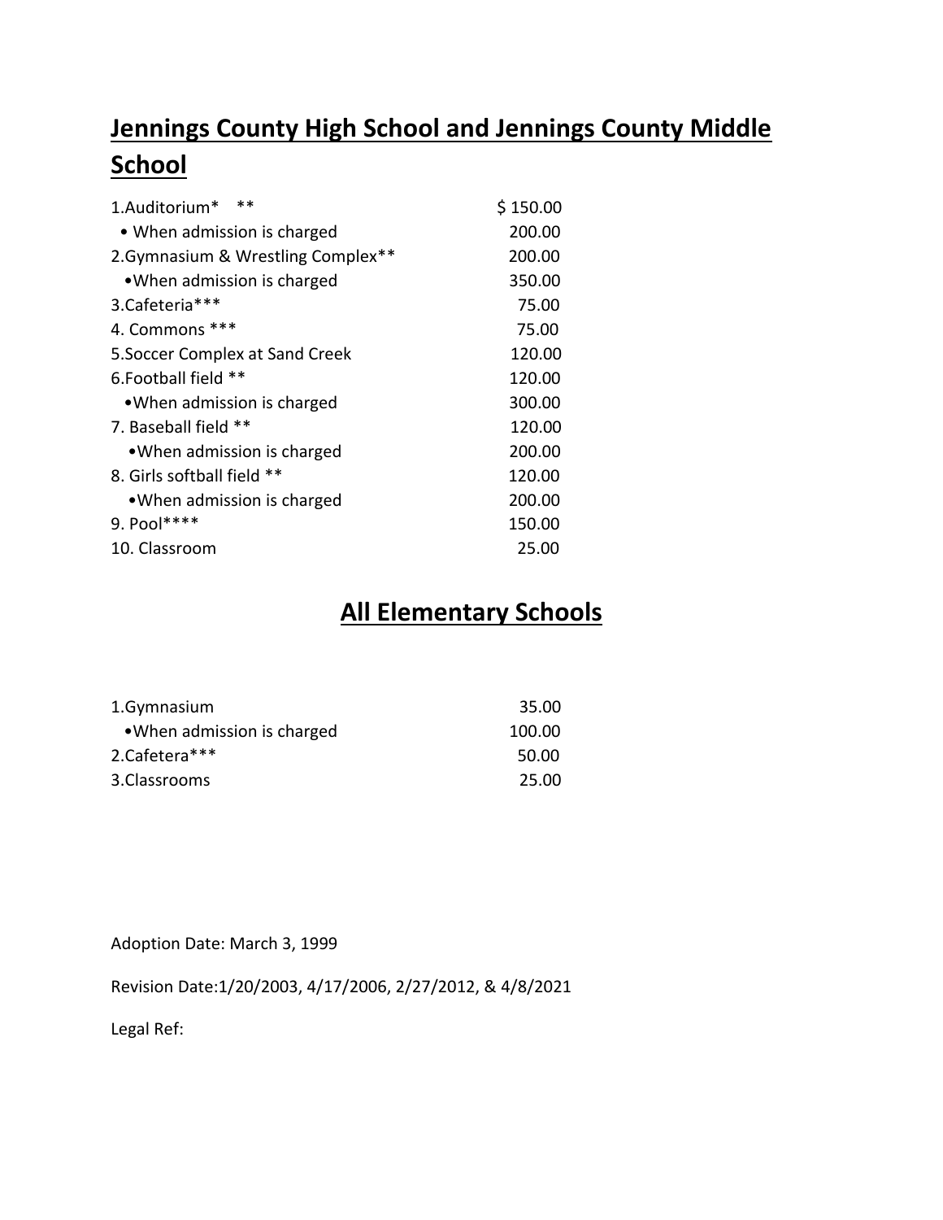# Jennings County High School and Jennings County Middle School

| | |
|---|---|
| 1.Auditorium* ** | $ 150.00 |
| • When admission is charged | 200.00 |
| 2.Gymnasium & Wrestling Complex** | 200.00 |
| •When admission is charged | 350.00 |
| 3.Cafeteria*** | 75.00 |
| 4. Commons *** | 75.00 |
| 5.Soccer Complex at Sand Creek | 120.00 |
| 6.Football field ** | 120.00 |
| •When admission is charged | 300.00 |
| 7. Baseball field ** | 120.00 |
| •When admission is charged | 200.00 |
| 8. Girls softball field ** | 120.00 |
| •When admission is charged | 200.00 |
| 9. Pool**** | 150.00 |
| 10. Classroom | 25.00 |

## All Elementary Schools

| | |
|---|---|
| 1.Gymnasium | 35.00 |
| •When admission is charged | 100.00 |
| 2.Cafetera*** | 50.00 |
| 3.Classrooms | 25.00 |

Adoption Date: March 3, 1999

Revision Date:1/20/2003, 4/17/2006, 2/27/2012, & 4/8/2021

Legal Ref: